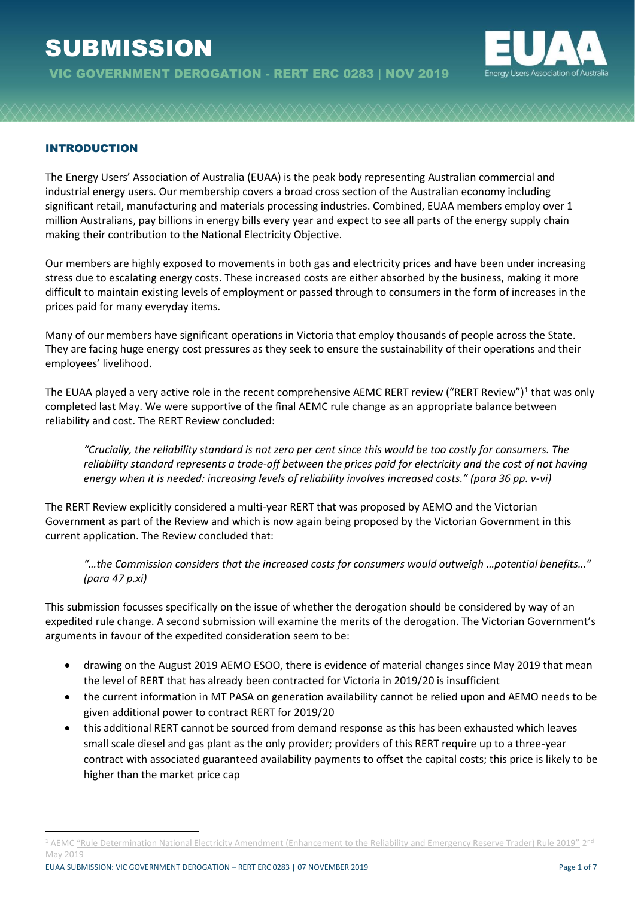# SUBMISSION

**VIC GOVERNMENT DEROGATION - RERT ERC 0283 | NOV 2019**

## INTRODUCTION

The Energy Users' Association of Australia (EUAA) is the peak body representing Australian commercial and industrial energy users. Our membership covers a broad cross section of the Australian economy including significant retail, manufacturing and materials processing industries. Combined, EUAA members employ over 1 million Australians, pay billions in energy bills every year and expect to see all parts of the energy supply chain making their contribution to the National Electricity Objective.

Our members are highly exposed to movements in both gas and electricity prices and have been under increasing stress due to escalating energy costs. These increased costs are either absorbed by the business, making it more difficult to maintain existing levels of employment or passed through to consumers in the form of increases in the prices paid for many everyday items.

Many of our members have significant operations in Victoria that employ thousands of people across the State. They are facing huge energy cost pressures as they seek to ensure the sustainability of their operations and their employees' livelihood.

The EUAA played a very active role in the recent comprehensive AEMC RERT review ("RERT Review")[1] that was only completed last May. We were supportive of the final AEMC rule change as an appropriate balance between reliability and cost. The RERT Review concluded:

> *"Crucially, the reliability standard is not zero per cent since this would be too costly for consumers. The reliability standard represents a trade-off between the prices paid for electricity and the cost of not having energy when it is needed: increasing levels of reliability involves increased costs." (para 36 pp. v-vi)*

The RERT Review explicitly considered a multi-year RERT that was proposed by AEMO and the Victorian Government as part of the Review and which is now again being proposed by the Victorian Government in this current application. The Review concluded that:

> *"…the Commission considers that the increased costs for consumers would outweigh …potential benefits…" (para 47 p.xi)*

This submission focusses specifically on the issue of whether the derogation should be considered by way of an expedited rule change. A second submission will examine the merits of the derogation. The Victorian Government's arguments in favour of the expedited consideration seem to be:

- drawing on the August 2019 AEMO ESOO, there is evidence of material changes since May 2019 that mean the level of RERT that has already been contracted for Victoria in 2019/20 is insufficient
- the current information in MT PASA on generation availability cannot be relied upon and AEMO needs to be given additional power to contract RERT for 2019/20
- this additional RERT cannot be sourced from demand response as this has been exhausted which leaves small scale diesel and gas plant as the only provider; providers of this RERT require up to a three-year contract with associated guaranteed availability payments to offset the capital costs; this price is likely to be higher than the market price cap

---

[1] AEMC "Rule Determination National Electricity Amendment (Enhancement to the Reliability and Emergency Reserve Trader) Rule 2019" 2nd May 2019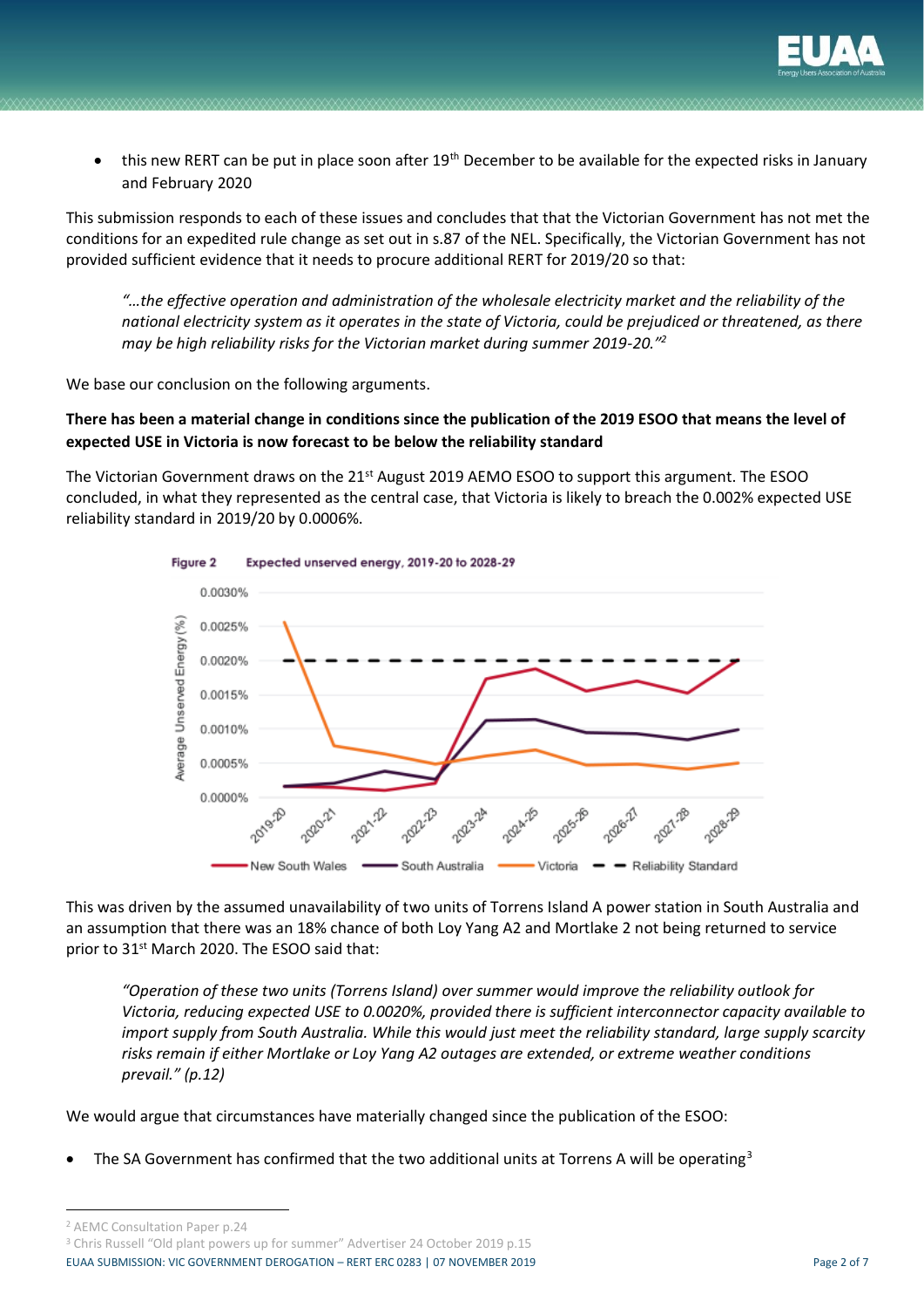- this new RERT can be put in place soon after 19th December to be available for the expected risks in January and February 2020

This submission responds to each of these issues and concludes that that the Victorian Government has not met the conditions for an expedited rule change as set out in s.87 of the NEL. Specifically, the Victorian Government has not provided sufficient evidence that it needs to procure additional RERT for 2019/20 so that:

> *"…the effective operation and administration of the wholesale electricity market and the reliability of the national electricity system as it operates in the state of Victoria, could be prejudiced or threatened, as there may be high reliability risks for the Victorian market during summer 2019-20."*[2]

We base our conclusion on the following arguments.

**There has been a material change in conditions since the publication of the 2019 ESOO that means the level of expected USE in Victoria is now forecast to be below the reliability standard**

The Victorian Government draws on the 21st August 2019 AEMO ESOO to support this argument. The ESOO concluded, in what they represented as the central case, that Victoria is likely to breach the 0.002% expected USE reliability standard in 2019/20 by 0.0006%.

**Figure 2** Expected unserved energy, 2019-20 to 2028-29

This was driven by the assumed unavailability of two units of Torrens Island A power station in South Australia and an assumption that there was an 18% chance of both Loy Yang A2 and Mortlake 2 not being returned to service prior to 31st March 2020. The ESOO said that:

> *"Operation of these two units (Torrens Island) over summer would improve the reliability outlook for Victoria, reducing expected USE to 0.0020%, provided there is sufficient interconnector capacity available to import supply from South Australia. While this would just meet the reliability standard, large supply scarcity risks remain if either Mortlake or Loy Yang A2 outages are extended, or extreme weather conditions prevail." (p.12)*

We would argue that circumstances have materially changed since the publication of the ESOO:

- The SA Government has confirmed that the two additional units at Torrens A will be operating[3]

---

[2] AEMC Consultation Paper p.24

[3] Chris Russell "Old plant powers up for summer" Advertiser 24 October 2019 p.15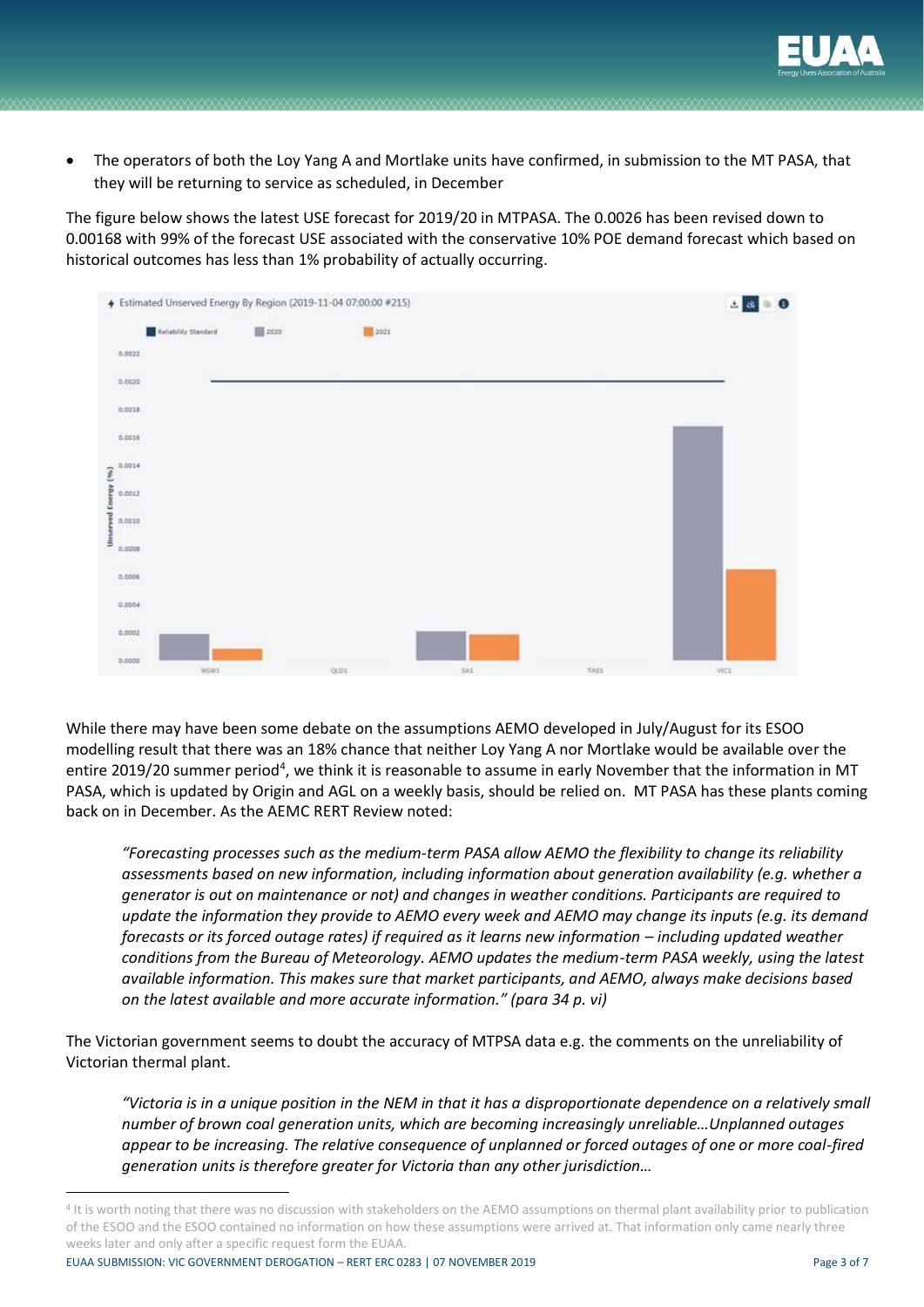- The operators of both the Loy Yang A and Mortlake units have confirmed, in submission to the MT PASA, that they will be returning to service as scheduled, in December

The figure below shows the latest USE forecast for 2019/20 in MTPASA. The 0.0026 has been revised down to 0.00168 with 99% of the forecast USE associated with the conservative 10% POE demand forecast which based on historical outcomes has less than 1% probability of actually occurring.

While there may have been some debate on the assumptions AEMO developed in July/August for its ESOO modelling result that there was an 18% chance that neither Loy Yang A nor Mortlake would be available over the entire 2019/20 summer period[4], we think it is reasonable to assume in early November that the information in MT PASA, which is updated by Origin and AGL on a weekly basis, should be relied on. MT PASA has these plants coming back on in December. As the AEMC RERT Review noted:

> *"Forecasting processes such as the medium-term PASA allow AEMO the flexibility to change its reliability assessments based on new information, including information about generation availability (e.g. whether a generator is out on maintenance or not) and changes in weather conditions. Participants are required to update the information they provide to AEMO every week and AEMO may change its inputs (e.g. its demand forecasts or its forced outage rates) if required as it learns new information – including updated weather conditions from the Bureau of Meteorology. AEMO updates the medium-term PASA weekly, using the latest available information. This makes sure that market participants, and AEMO, always make decisions based on the latest available and more accurate information." (para 34 p. vi)*

The Victorian government seems to doubt the accuracy of MTPSA data e.g. the comments on the unreliability of Victorian thermal plant.

> *"Victoria is in a unique position in the NEM in that it has a disproportionate dependence on a relatively small number of brown coal generation units, which are becoming increasingly unreliable…Unplanned outages appear to be increasing. The relative consequence of unplanned or forced outages of one or more coal-fired generation units is therefore greater for Victoria than any other jurisdiction…*

---

[4] It is worth noting that there was no discussion with stakeholders on the AEMO assumptions on thermal plant availability prior to publication of the ESOO and the ESOO contained no information on how these assumptions were arrived at. That information only came nearly three weeks later and only after a specific request form the EUAA.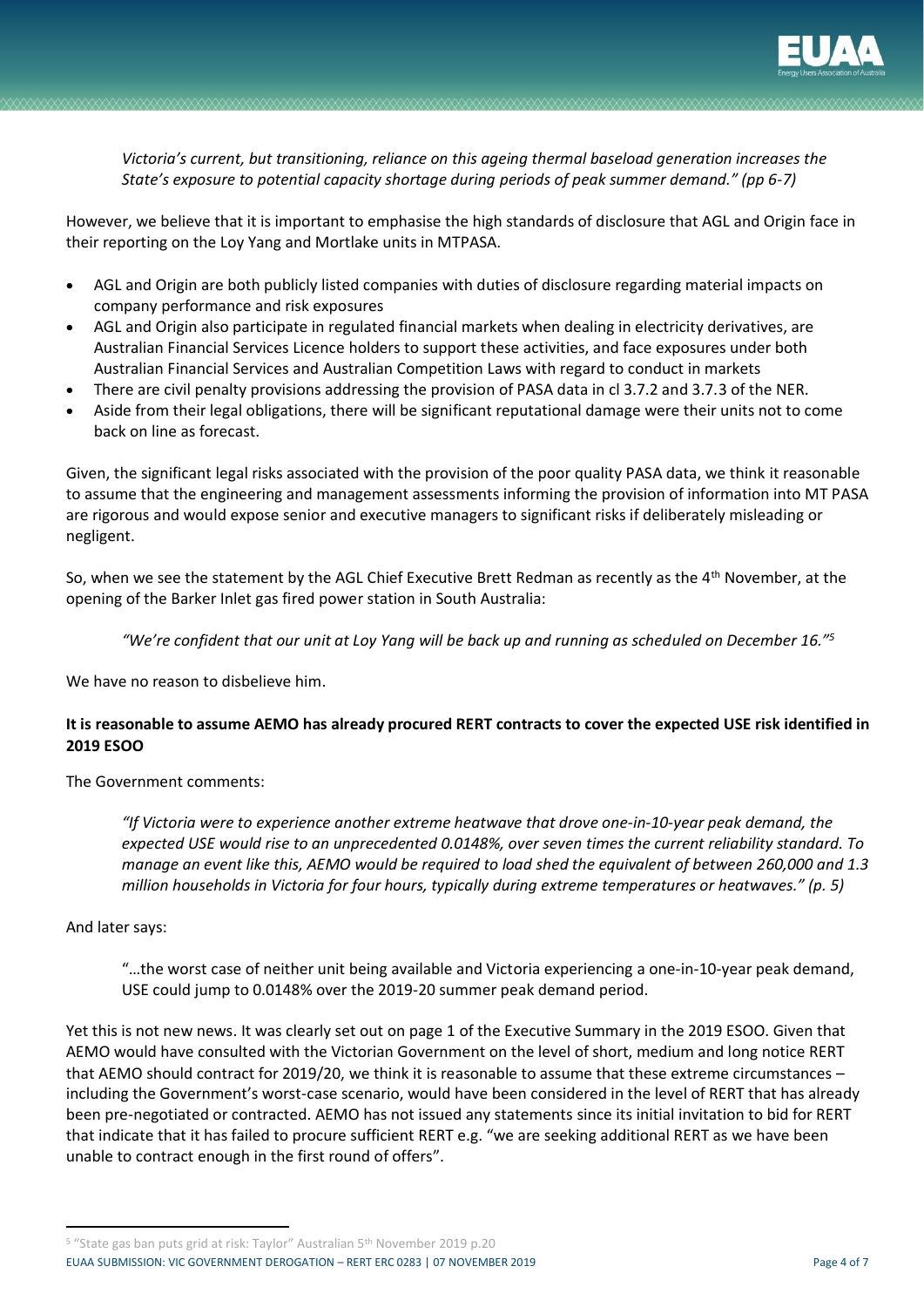*Victoria's current, but transitioning, reliance on this ageing thermal baseload generation increases the State's exposure to potential capacity shortage during periods of peak summer demand." (pp 6-7)*

However, we believe that it is important to emphasise the high standards of disclosure that AGL and Origin face in their reporting on the Loy Yang and Mortlake units in MTPASA.

- AGL and Origin are both publicly listed companies with duties of disclosure regarding material impacts on company performance and risk exposures
- AGL and Origin also participate in regulated financial markets when dealing in electricity derivatives, are Australian Financial Services Licence holders to support these activities, and face exposures under both Australian Financial Services and Australian Competition Laws with regard to conduct in markets
- There are civil penalty provisions addressing the provision of PASA data in cl 3.7.2 and 3.7.3 of the NER.
- Aside from their legal obligations, there will be significant reputational damage were their units not to come back on line as forecast.

Given, the significant legal risks associated with the provision of the poor quality PASA data, we think it reasonable to assume that the engineering and management assessments informing the provision of information into MT PASA are rigorous and would expose senior and executive managers to significant risks if deliberately misleading or negligent.

So, when we see the statement by the AGL Chief Executive Brett Redman as recently as the 4th November, at the opening of the Barker Inlet gas fired power station in South Australia:

*"We're confident that our unit at Loy Yang will be back up and running as scheduled on December 16."[5]*

We have no reason to disbelieve him.

**It is reasonable to assume AEMO has already procured RERT contracts to cover the expected USE risk identified in 2019 ESOO**

The Government comments:

*"If Victoria were to experience another extreme heatwave that drove one-in-10-year peak demand, the expected USE would rise to an unprecedented 0.0148%, over seven times the current reliability standard. To manage an event like this, AEMO would be required to load shed the equivalent of between 260,000 and 1.3 million households in Victoria for four hours, typically during extreme temperatures or heatwaves." (p. 5)*

And later says:

"…the worst case of neither unit being available and Victoria experiencing a one-in-10-year peak demand, USE could jump to 0.0148% over the 2019-20 summer peak demand period.

Yet this is not new news. It was clearly set out on page 1 of the Executive Summary in the 2019 ESOO. Given that AEMO would have consulted with the Victorian Government on the level of short, medium and long notice RERT that AEMO should contract for 2019/20, we think it is reasonable to assume that these extreme circumstances – including the Government's worst-case scenario, would have been considered in the level of RERT that has already been pre-negotiated or contracted. AEMO has not issued any statements since its initial invitation to bid for RERT that indicate that it has failed to procure sufficient RERT e.g. "we are seeking additional RERT as we have been unable to contract enough in the first round of offers".

[5] "State gas ban puts grid at risk: Taylor" Australian 5th November 2019 p.20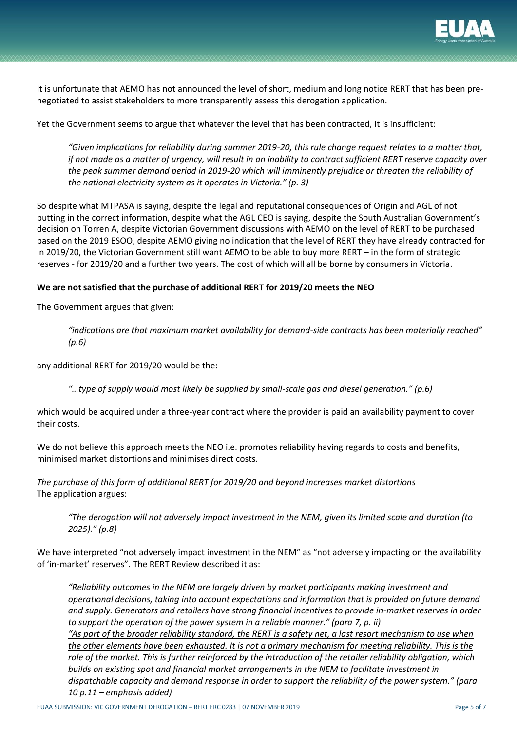It is unfortunate that AEMO has not announced the level of short, medium and long notice RERT that has been pre-negotiated to assist stakeholders to more transparently assess this derogation application.

Yet the Government seems to argue that whatever the level that has been contracted, it is insufficient:

> *"Given implications for reliability during summer 2019-20, this rule change request relates to a matter that, if not made as a matter of urgency, will result in an inability to contract sufficient RERT reserve capacity over the peak summer demand period in 2019-20 which will imminently prejudice or threaten the reliability of the national electricity system as it operates in Victoria." (p. 3)*

So despite what MTPASA is saying, despite the legal and reputational consequences of Origin and AGL of not putting in the correct information, despite what the AGL CEO is saying, despite the South Australian Government's decision on Torren A, despite Victorian Government discussions with AEMO on the level of RERT to be purchased based on the 2019 ESOO, despite AEMO giving no indication that the level of RERT they have already contracted for in 2019/20, the Victorian Government still want AEMO to be able to buy more RERT – in the form of strategic reserves - for 2019/20 and a further two years. The cost of which will all be borne by consumers in Victoria.

**We are not satisfied that the purchase of additional RERT for 2019/20 meets the NEO**

The Government argues that given:

> *"indications are that maximum market availability for demand-side contracts has been materially reached" (p.6)*

any additional RERT for 2019/20 would be the:

> *"…type of supply would most likely be supplied by small-scale gas and diesel generation." (p.6)*

which would be acquired under a three-year contract where the provider is paid an availability payment to cover their costs.

We do not believe this approach meets the NEO i.e. promotes reliability having regards to costs and benefits, minimised market distortions and minimises direct costs.

*The purchase of this form of additional RERT for 2019/20 and beyond increases market distortions*
The application argues:

> *"The derogation will not adversely impact investment in the NEM, given its limited scale and duration (to 2025)." (p.8)*

We have interpreted "not adversely impact investment in the NEM" as "not adversely impacting on the availability of 'in-market' reserves". The RERT Review described it as:

> *"Reliability outcomes in the NEM are largely driven by market participants making investment and operational decisions, taking into account expectations and information that is provided on future demand and supply. Generators and retailers have strong financial incentives to provide in-market reserves in order to support the operation of the power system in a reliable manner." (para 7, p. ii)*
> *<u>"As part of the broader reliability standard, the RERT is a safety net, a last resort mechanism to use when the other elements have been exhausted. It is not a primary mechanism for meeting reliability. This is the role of the market.</u> This is further reinforced by the introduction of the retailer reliability obligation, which builds on existing spot and financial market arrangements in the NEM to facilitate investment in dispatchable capacity and demand response in order to support the reliability of the power system." (para 10 p.11 – emphasis added)*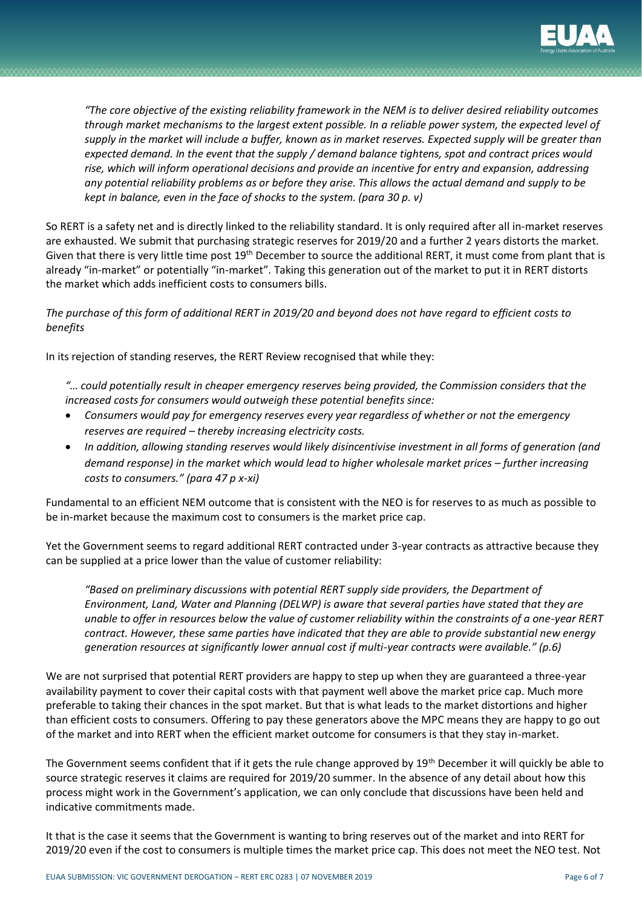*"The core objective of the existing reliability framework in the NEM is to deliver desired reliability outcomes through market mechanisms to the largest extent possible. In a reliable power system, the expected level of supply in the market will include a buffer, known as in market reserves. Expected supply will be greater than expected demand. In the event that the supply / demand balance tightens, spot and contract prices would rise, which will inform operational decisions and provide an incentive for entry and expansion, addressing any potential reliability problems as or before they arise. This allows the actual demand and supply to be kept in balance, even in the face of shocks to the system. (para 30 p. v)*

So RERT is a safety net and is directly linked to the reliability standard. It is only required after all in-market reserves are exhausted. We submit that purchasing strategic reserves for 2019/20 and a further 2 years distorts the market. Given that there is very little time post 19th December to source the additional RERT, it must come from plant that is already "in-market" or potentially "in-market". Taking this generation out of the market to put it in RERT distorts the market which adds inefficient costs to consumers bills.

*The purchase of this form of additional RERT in 2019/20 and beyond does not have regard to efficient costs to benefits*

In its rejection of standing reserves, the RERT Review recognised that while they:

*"… could potentially result in cheaper emergency reserves being provided, the Commission considers that the increased costs for consumers would outweigh these potential benefits since:*

- *Consumers would pay for emergency reserves every year regardless of whether or not the emergency reserves are required – thereby increasing electricity costs.*
- *In addition, allowing standing reserves would likely disincentivise investment in all forms of generation (and demand response) in the market which would lead to higher wholesale market prices – further increasing costs to consumers." (para 47 p x-xi)*

Fundamental to an efficient NEM outcome that is consistent with the NEO is for reserves to as much as possible to be in-market because the maximum cost to consumers is the market price cap.

Yet the Government seems to regard additional RERT contracted under 3-year contracts as attractive because they can be supplied at a price lower than the value of customer reliability:

*"Based on preliminary discussions with potential RERT supply side providers, the Department of Environment, Land, Water and Planning (DELWP) is aware that several parties have stated that they are unable to offer in resources below the value of customer reliability within the constraints of a one-year RERT contract. However, these same parties have indicated that they are able to provide substantial new energy generation resources at significantly lower annual cost if multi-year contracts were available." (p.6)*

We are not surprised that potential RERT providers are happy to step up when they are guaranteed a three-year availability payment to cover their capital costs with that payment well above the market price cap. Much more preferable to taking their chances in the spot market. But that is what leads to the market distortions and higher than efficient costs to consumers. Offering to pay these generators above the MPC means they are happy to go out of the market and into RERT when the efficient market outcome for consumers is that they stay in-market.

The Government seems confident that if it gets the rule change approved by 19th December it will quickly be able to source strategic reserves it claims are required for 2019/20 summer. In the absence of any detail about how this process might work in the Government's application, we can only conclude that discussions have been held and indicative commitments made.

It that is the case it seems that the Government is wanting to bring reserves out of the market and into RERT for 2019/20 even if the cost to consumers is multiple times the market price cap. This does not meet the NEO test. Not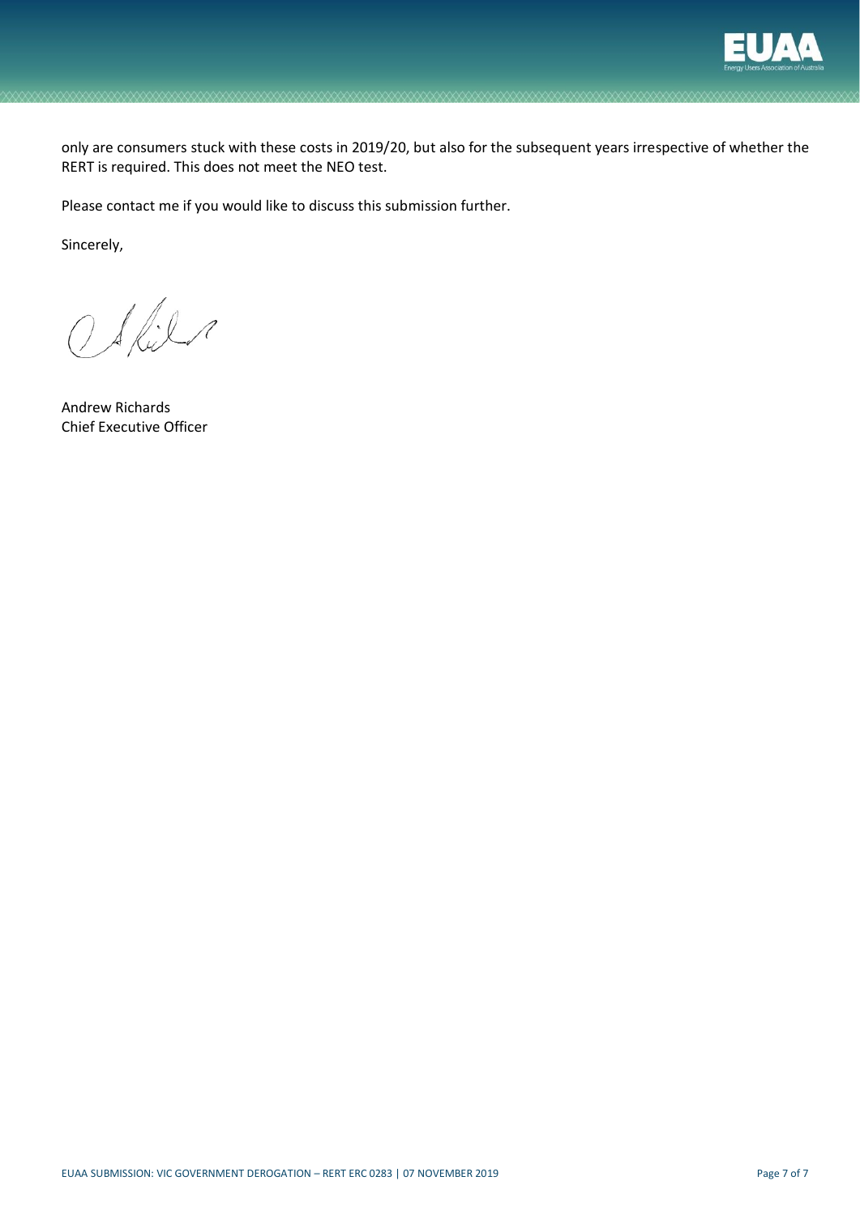only are consumers stuck with these costs in 2019/20, but also for the subsequent years irrespective of whether the RERT is required. This does not meet the NEO test.

Please contact me if you would like to discuss this submission further.

Sincerely,

Andrew Richards
Chief Executive Officer